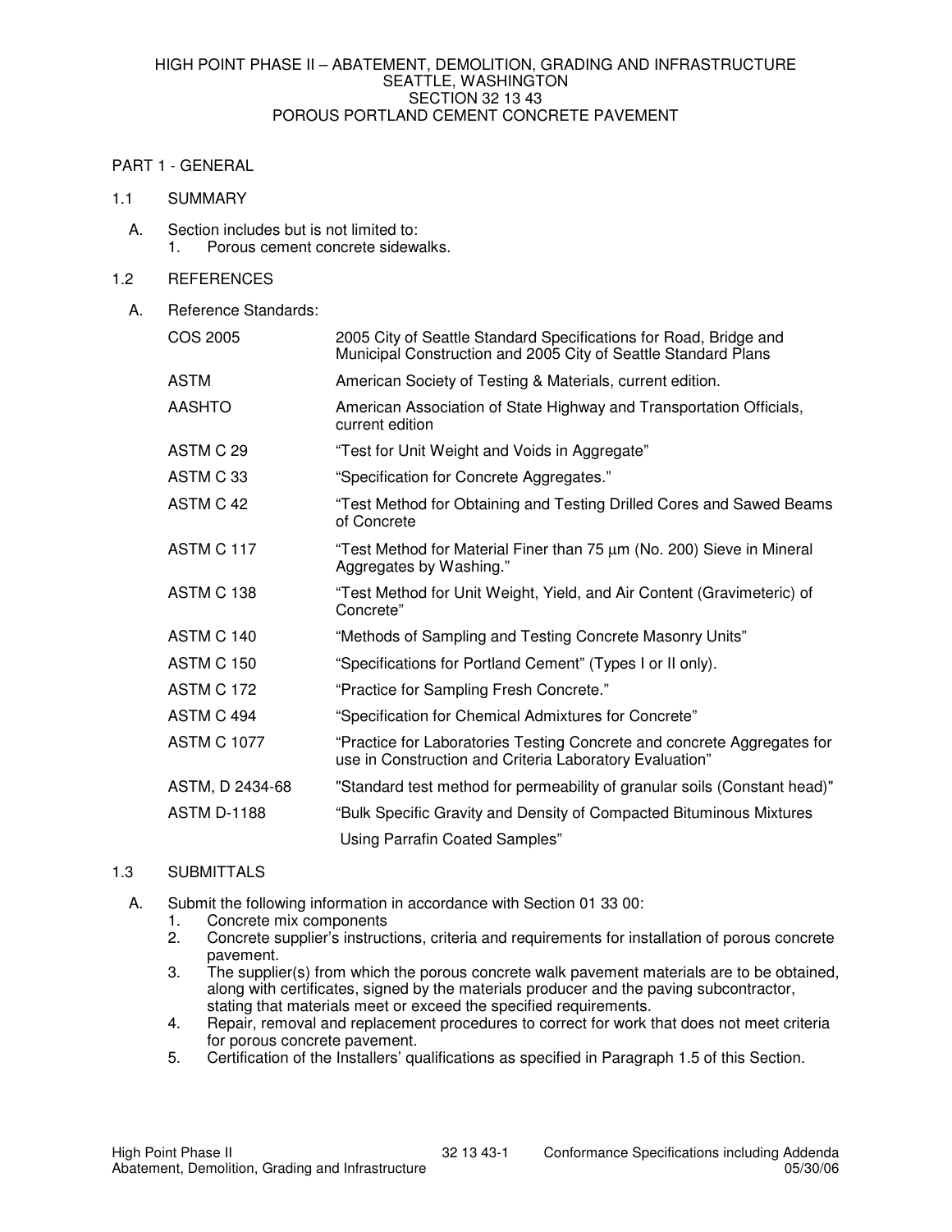HIGH POINT PHASE II – ABATEMENT, DEMOLITION, GRADING AND INFRASTRUCTURE
SEATTLE, WASHINGTON

# SECTION 32 13 43
# POROUS PORTLAND CEMENT CONCRETE PAVEMENT

## PART 1 - GENERAL

### 1.1 SUMMARY

A. Section includes but is not limited to:
   1. Porous cement concrete sidewalks.

### 1.2 REFERENCES

A. Reference Standards:

| | |
|---|---|
| COS 2005 | 2005 City of Seattle Standard Specifications for Road, Bridge and Municipal Construction and 2005 City of Seattle Standard Plans |
| ASTM | American Society of Testing & Materials, current edition. |
| AASHTO | American Association of State Highway and Transportation Officials, current edition |
| ASTM C 29 | "Test for Unit Weight and Voids in Aggregate" |
| ASTM C 33 | "Specification for Concrete Aggregates." |
| ASTM C 42 | "Test Method for Obtaining and Testing Drilled Cores and Sawed Beams of Concrete |
| ASTM C 117 | "Test Method for Material Finer than 75 µm (No. 200) Sieve in Mineral Aggregates by Washing." |
| ASTM C 138 | "Test Method for Unit Weight, Yield, and Air Content (Gravimeteric) of Concrete" |
| ASTM C 140 | "Methods of Sampling and Testing Concrete Masonry Units" |
| ASTM C 150 | "Specifications for Portland Cement" (Types I or II only). |
| ASTM C 172 | "Practice for Sampling Fresh Concrete." |
| ASTM C 494 | "Specification for Chemical Admixtures for Concrete" |
| ASTM C 1077 | "Practice for Laboratories Testing Concrete and concrete Aggregates for use in Construction and Criteria Laboratory Evaluation" |
| ASTM, D 2434-68 | "Standard test method for permeability of granular soils (Constant head)" |
| ASTM D-1188 | "Bulk Specific Gravity and Density of Compacted Bituminous Mixtures Using Parrafin Coated Samples" |

### 1.3 SUBMITTALS

A. Submit the following information in accordance with Section 01 33 00:
   1. Concrete mix components
   2. Concrete supplier's instructions, criteria and requirements for installation of porous concrete pavement.
   3. The supplier(s) from which the porous concrete walk pavement materials are to be obtained, along with certificates, signed by the materials producer and the paving subcontractor, stating that materials meet or exceed the specified requirements.
   4. Repair, removal and replacement procedures to correct for work that does not meet criteria for porous concrete pavement.
   5. Certification of the Installers' qualifications as specified in Paragraph 1.5 of this Section.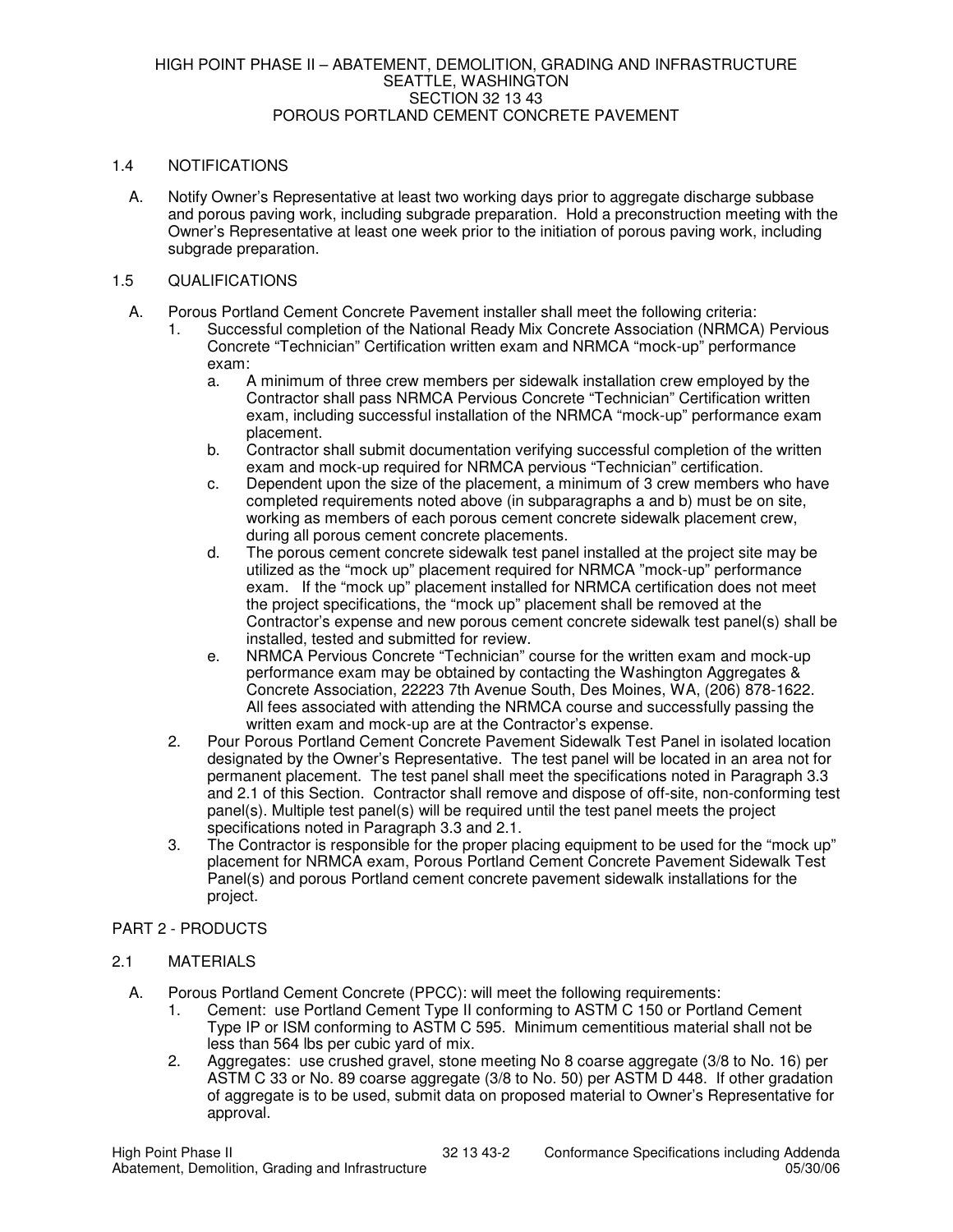## 1.4 NOTIFICATIONS

A. Notify Owner's Representative at least two working days prior to aggregate discharge subbase and porous paving work, including subgrade preparation. Hold a preconstruction meeting with the Owner's Representative at least one week prior to the initiation of porous paving work, including subgrade preparation.

## 1.5 QUALIFICATIONS

A. Porous Portland Cement Concrete Pavement installer shall meet the following criteria:

1. Successful completion of the National Ready Mix Concrete Association (NRMCA) Pervious Concrete "Technician" Certification written exam and NRMCA "mock-up" performance exam:
   a. A minimum of three crew members per sidewalk installation crew employed by the Contractor shall pass NRMCA Pervious Concrete "Technician" Certification written exam, including successful installation of the NRMCA "mock-up" performance exam placement.
   b. Contractor shall submit documentation verifying successful completion of the written exam and mock-up required for NRMCA pervious "Technician" certification.
   c. Dependent upon the size of the placement, a minimum of 3 crew members who have completed requirements noted above (in subparagraphs a and b) must be on site, working as members of each porous cement concrete sidewalk placement crew, during all porous cement concrete placements.
   d. The porous cement concrete sidewalk test panel installed at the project site may be utilized as the "mock up" placement required for NRMCA "mock-up" performance exam. If the "mock up" placement installed for NRMCA certification does not meet the project specifications, the "mock up" placement shall be removed at the Contractor's expense and new porous cement concrete sidewalk test panel(s) shall be installed, tested and submitted for review.
   e. NRMCA Pervious Concrete "Technician" course for the written exam and mock-up performance exam may be obtained by contacting the Washington Aggregates & Concrete Association, 22223 7th Avenue South, Des Moines, WA, (206) 878-1622. All fees associated with attending the NRMCA course and successfully passing the written exam and mock-up are at the Contractor's expense.
2. Pour Porous Portland Cement Concrete Pavement Sidewalk Test Panel in isolated location designated by the Owner's Representative. The test panel will be located in an area not for permanent placement. The test panel shall meet the specifications noted in Paragraph 3.3 and 2.1 of this Section. Contractor shall remove and dispose of off-site, non-conforming test panel(s). Multiple test panel(s) will be required until the test panel meets the project specifications noted in Paragraph 3.3 and 2.1.
3. The Contractor is responsible for the proper placing equipment to be used for the "mock up" placement for NRMCA exam, Porous Portland Cement Concrete Pavement Sidewalk Test Panel(s) and porous Portland cement concrete pavement sidewalk installations for the project.

# PART 2 - PRODUCTS

## 2.1 MATERIALS

A. Porous Portland Cement Concrete (PPCC): will meet the following requirements:

1. Cement: use Portland Cement Type II conforming to ASTM C 150 or Portland Cement Type IP or ISM conforming to ASTM C 595. Minimum cementitious material shall not be less than 564 lbs per cubic yard of mix.
2. Aggregates: use crushed gravel, stone meeting No 8 coarse aggregate (3/8 to No. 16) per ASTM C 33 or No. 89 coarse aggregate (3/8 to No. 50) per ASTM D 448. If other gradation of aggregate is to be used, submit data on proposed material to Owner's Representative for approval.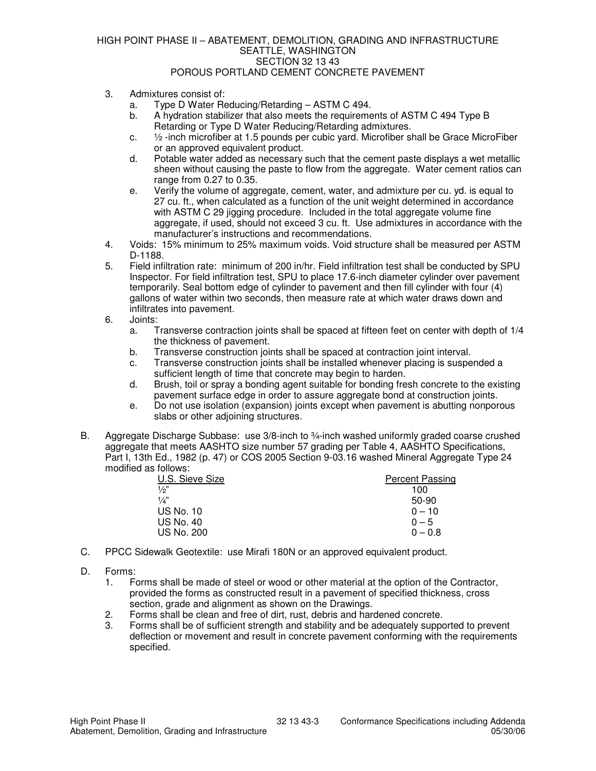3. Admixtures consist of:
   a. Type D Water Reducing/Retarding – ASTM C 494.
   b. A hydration stabilizer that also meets the requirements of ASTM C 494 Type B Retarding or Type D Water Reducing/Retarding admixtures.
   c. ½ -inch microfiber at 1.5 pounds per cubic yard. Microfiber shall be Grace MicroFiber or an approved equivalent product.
   d. Potable water added as necessary such that the cement paste displays a wet metallic sheen without causing the paste to flow from the aggregate. Water cement ratios can range from 0.27 to 0.35.
   e. Verify the volume of aggregate, cement, water, and admixture per cu. yd. is equal to 27 cu. ft., when calculated as a function of the unit weight determined in accordance with ASTM C 29 jigging procedure. Included in the total aggregate volume fine aggregate, if used, should not exceed 3 cu. ft. Use admixtures in accordance with the manufacturer's instructions and recommendations.
4. Voids: 15% minimum to 25% maximum voids. Void structure shall be measured per ASTM D-1188.
5. Field infiltration rate: minimum of 200 in/hr. Field infiltration test shall be conducted by SPU Inspector. For field infiltration test, SPU to place 17.6-inch diameter cylinder over pavement temporarily. Seal bottom edge of cylinder to pavement and then fill cylinder with four (4) gallons of water within two seconds, then measure rate at which water draws down and infiltrates into pavement.
6. Joints:
   a. Transverse contraction joints shall be spaced at fifteen feet on center with depth of 1/4 the thickness of pavement.
   b. Transverse construction joints shall be spaced at contraction joint interval.
   c. Transverse construction joints shall be installed whenever placing is suspended a sufficient length of time that concrete may begin to harden.
   d. Brush, toil or spray a bonding agent suitable for bonding fresh concrete to the existing pavement surface edge in order to assure aggregate bond at construction joints.
   e. Do not use isolation (expansion) joints except when pavement is abutting nonporous slabs or other adjoining structures.

B. Aggregate Discharge Subbase: use 3/8-inch to ¾-inch washed uniformly graded coarse crushed aggregate that meets AASHTO size number 57 grading per Table 4, AASHTO Specifications, Part I, 13th Ed., 1982 (p. 47) or COS 2005 Section 9-03.16 washed Mineral Aggregate Type 24 modified as follows:

| U.S. Sieve Size | Percent Passing |
|---|---|
| ½" | 100 |
| ¼" | 50-90 |
| US No. 10 | 0 – 10 |
| US No. 40 | 0 – 5 |
| US No. 200 | 0 – 0.8 |

C. PPCC Sidewalk Geotextile: use Mirafi 180N or an approved equivalent product.

D. Forms:
   1. Forms shall be made of steel or wood or other material at the option of the Contractor, provided the forms as constructed result in a pavement of specified thickness, cross section, grade and alignment as shown on the Drawings.
   2. Forms shall be clean and free of dirt, rust, debris and hardened concrete.
   3. Forms shall be of sufficient strength and stability and be adequately supported to prevent deflection or movement and result in concrete pavement conforming with the requirements specified.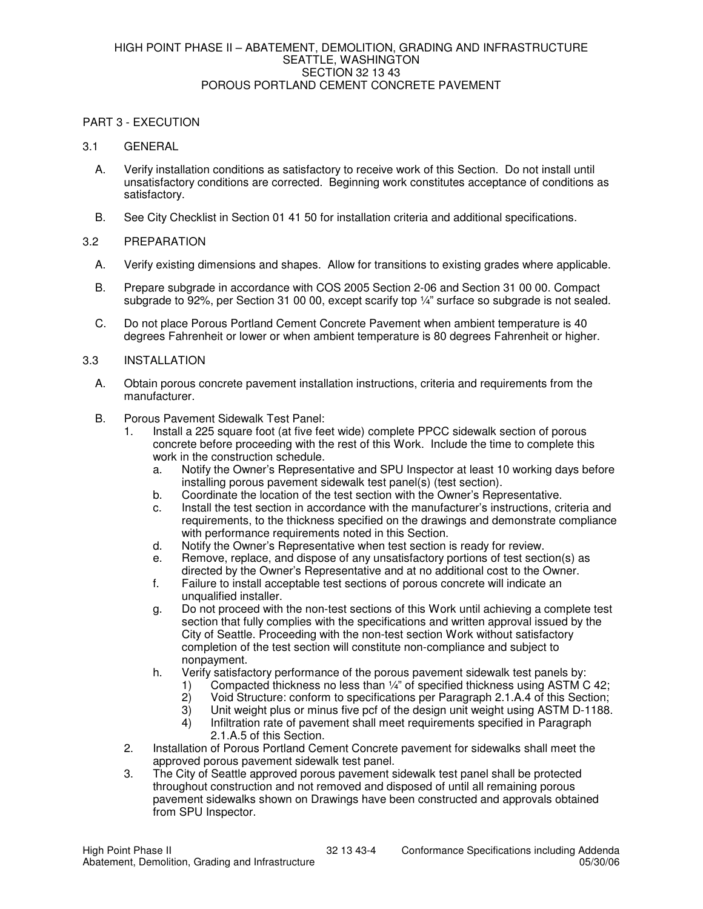## PART 3 - EXECUTION

### 3.1 GENERAL

A. Verify installation conditions as satisfactory to receive work of this Section. Do not install until unsatisfactory conditions are corrected. Beginning work constitutes acceptance of conditions as satisfactory.

B. See City Checklist in Section 01 41 50 for installation criteria and additional specifications.

### 3.2 PREPARATION

A. Verify existing dimensions and shapes. Allow for transitions to existing grades where applicable.

B. Prepare subgrade in accordance with COS 2005 Section 2-06 and Section 31 00 00. Compact subgrade to 92%, per Section 31 00 00, except scarify top ¼" surface so subgrade is not sealed.

C. Do not place Porous Portland Cement Concrete Pavement when ambient temperature is 40 degrees Fahrenheit or lower or when ambient temperature is 80 degrees Fahrenheit or higher.

### 3.3 INSTALLATION

A. Obtain porous concrete pavement installation instructions, criteria and requirements from the manufacturer.

B. Porous Pavement Sidewalk Test Panel:

1. Install a 225 square foot (at five feet wide) complete PPCC sidewalk section of porous concrete before proceeding with the rest of this Work. Include the time to complete this work in the construction schedule.
   a. Notify the Owner's Representative and SPU Inspector at least 10 working days before installing porous pavement sidewalk test panel(s) (test section).
   b. Coordinate the location of the test section with the Owner's Representative.
   c. Install the test section in accordance with the manufacturer's instructions, criteria and requirements, to the thickness specified on the drawings and demonstrate compliance with performance requirements noted in this Section.
   d. Notify the Owner's Representative when test section is ready for review.
   e. Remove, replace, and dispose of any unsatisfactory portions of test section(s) as directed by the Owner's Representative and at no additional cost to the Owner.
   f. Failure to install acceptable test sections of porous concrete will indicate an unqualified installer.
   g. Do not proceed with the non-test sections of this Work until achieving a complete test section that fully complies with the specifications and written approval issued by the City of Seattle. Proceeding with the non-test section Work without satisfactory completion of the test section will constitute non-compliance and subject to nonpayment.
   h. Verify satisfactory performance of the porous pavement sidewalk test panels by:
      1) Compacted thickness no less than ¼" of specified thickness using ASTM C 42;
      2) Void Structure: conform to specifications per Paragraph 2.1.A.4 of this Section;
      3) Unit weight plus or minus five pcf of the design unit weight using ASTM D-1188.
      4) Infiltration rate of pavement shall meet requirements specified in Paragraph 2.1.A.5 of this Section.
2. Installation of Porous Portland Cement Concrete pavement for sidewalks shall meet the approved porous pavement sidewalk test panel.
3. The City of Seattle approved porous pavement sidewalk test panel shall be protected throughout construction and not removed and disposed of until all remaining porous pavement sidewalks shown on Drawings have been constructed and approvals obtained from SPU Inspector.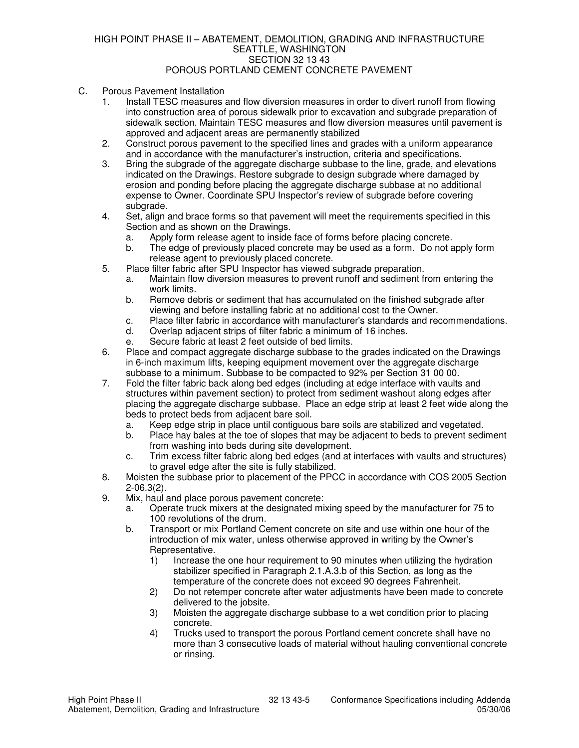C. Porous Pavement Installation

1. Install TESC measures and flow diversion measures in order to divert runoff from flowing into construction area of porous sidewalk prior to excavation and subgrade preparation of sidewalk section. Maintain TESC measures and flow diversion measures until pavement is approved and adjacent areas are permanently stabilized
2. Construct porous pavement to the specified lines and grades with a uniform appearance and in accordance with the manufacturer's instruction, criteria and specifications.
3. Bring the subgrade of the aggregate discharge subbase to the line, grade, and elevations indicated on the Drawings. Restore subgrade to design subgrade where damaged by erosion and ponding before placing the aggregate discharge subbase at no additional expense to Owner. Coordinate SPU Inspector's review of subgrade before covering subgrade.
4. Set, align and brace forms so that pavement will meet the requirements specified in this Section and as shown on the Drawings.
   a. Apply form release agent to inside face of forms before placing concrete.
   b. The edge of previously placed concrete may be used as a form. Do not apply form release agent to previously placed concrete.
5. Place filter fabric after SPU Inspector has viewed subgrade preparation.
   a. Maintain flow diversion measures to prevent runoff and sediment from entering the work limits.
   b. Remove debris or sediment that has accumulated on the finished subgrade after viewing and before installing fabric at no additional cost to the Owner.
   c. Place filter fabric in accordance with manufacturer's standards and recommendations.
   d. Overlap adjacent strips of filter fabric a minimum of 16 inches.
   e. Secure fabric at least 2 feet outside of bed limits.
6. Place and compact aggregate discharge subbase to the grades indicated on the Drawings in 6-inch maximum lifts, keeping equipment movement over the aggregate discharge subbase to a minimum. Subbase to be compacted to 92% per Section 31 00 00.
7. Fold the filter fabric back along bed edges (including at edge interface with vaults and structures within pavement section) to protect from sediment washout along edges after placing the aggregate discharge subbase. Place an edge strip at least 2 feet wide along the beds to protect beds from adjacent bare soil.
   a. Keep edge strip in place until contiguous bare soils are stabilized and vegetated.
   b. Place hay bales at the toe of slopes that may be adjacent to beds to prevent sediment from washing into beds during site development.
   c. Trim excess filter fabric along bed edges (and at interfaces with vaults and structures) to gravel edge after the site is fully stabilized.
8. Moisten the subbase prior to placement of the PPCC in accordance with COS 2005 Section 2-06.3(2).
9. Mix, haul and place porous pavement concrete:
   a. Operate truck mixers at the designated mixing speed by the manufacturer for 75 to 100 revolutions of the drum.
   b. Transport or mix Portland Cement concrete on site and use within one hour of the introduction of mix water, unless otherwise approved in writing by the Owner's Representative.
      1) Increase the one hour requirement to 90 minutes when utilizing the hydration stabilizer specified in Paragraph 2.1.A.3.b of this Section, as long as the temperature of the concrete does not exceed 90 degrees Fahrenheit.
      2) Do not retemper concrete after water adjustments have been made to concrete delivered to the jobsite.
      3) Moisten the aggregate discharge subbase to a wet condition prior to placing concrete.
      4) Trucks used to transport the porous Portland cement concrete shall have no more than 3 consecutive loads of material without hauling conventional concrete or rinsing.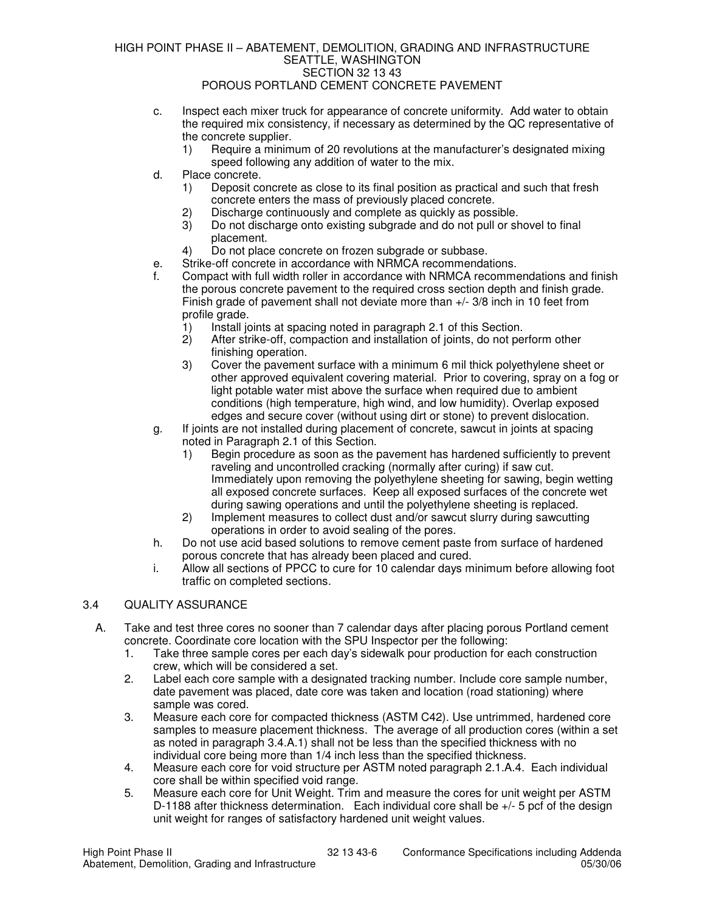c. Inspect each mixer truck for appearance of concrete uniformity. Add water to obtain the required mix consistency, if necessary as determined by the QC representative of the concrete supplier.
   1) Require a minimum of 20 revolutions at the manufacturer's designated mixing speed following any addition of water to the mix.

d. Place concrete.
   1) Deposit concrete as close to its final position as practical and such that fresh concrete enters the mass of previously placed concrete.
   2) Discharge continuously and complete as quickly as possible.
   3) Do not discharge onto existing subgrade and do not pull or shovel to final placement.
   4) Do not place concrete on frozen subgrade or subbase.

e. Strike-off concrete in accordance with NRMCA recommendations.

f. Compact with full width roller in accordance with NRMCA recommendations and finish the porous concrete pavement to the required cross section depth and finish grade. Finish grade of pavement shall not deviate more than +/- 3/8 inch in 10 feet from profile grade.
   1) Install joints at spacing noted in paragraph 2.1 of this Section.
   2) After strike-off, compaction and installation of joints, do not perform other finishing operation.
   3) Cover the pavement surface with a minimum 6 mil thick polyethylene sheet or other approved equivalent covering material. Prior to covering, spray on a fog or light potable water mist above the surface when required due to ambient conditions (high temperature, high wind, and low humidity). Overlap exposed edges and secure cover (without using dirt or stone) to prevent dislocation.

g. If joints are not installed during placement of concrete, sawcut in joints at spacing noted in Paragraph 2.1 of this Section.
   1) Begin procedure as soon as the pavement has hardened sufficiently to prevent raveling and uncontrolled cracking (normally after curing) if saw cut. Immediately upon removing the polyethylene sheeting for sawing, begin wetting all exposed concrete surfaces. Keep all exposed surfaces of the concrete wet during sawing operations and until the polyethylene sheeting is replaced.
   2) Implement measures to collect dust and/or sawcut slurry during sawcutting operations in order to avoid sealing of the pores.

h. Do not use acid based solutions to remove cement paste from surface of hardened porous concrete that has already been placed and cured.

i. Allow all sections of PPCC to cure for 10 calendar days minimum before allowing foot traffic on completed sections.

## 3.4 QUALITY ASSURANCE

A. Take and test three cores no sooner than 7 calendar days after placing porous Portland cement concrete. Coordinate core location with the SPU Inspector per the following:
   1. Take three sample cores per each day's sidewalk pour production for each construction crew, which will be considered a set.
   2. Label each core sample with a designated tracking number. Include core sample number, date pavement was placed, date core was taken and location (road stationing) where sample was cored.
   3. Measure each core for compacted thickness (ASTM C42). Use untrimmed, hardened core samples to measure placement thickness. The average of all production cores (within a set as noted in paragraph 3.4.A.1) shall not be less than the specified thickness with no individual core being more than 1/4 inch less than the specified thickness.
   4. Measure each core for void structure per ASTM noted paragraph 2.1.A.4. Each individual core shall be within specified void range.
   5. Measure each core for Unit Weight. Trim and measure the cores for unit weight per ASTM D-1188 after thickness determination. Each individual core shall be +/- 5 pcf of the design unit weight for ranges of satisfactory hardened unit weight values.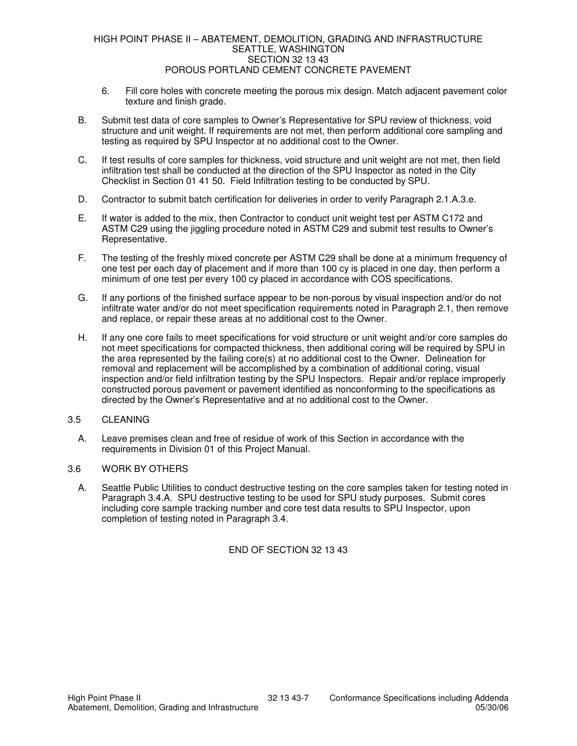6. Fill core holes with concrete meeting the porous mix design. Match adjacent pavement color texture and finish grade.

B. Submit test data of core samples to Owner's Representative for SPU review of thickness, void structure and unit weight. If requirements are not met, then perform additional core sampling and testing as required by SPU Inspector at no additional cost to the Owner.

C. If test results of core samples for thickness, void structure and unit weight are not met, then field infiltration test shall be conducted at the direction of the SPU Inspector as noted in the City Checklist in Section 01 41 50. Field Infiltration testing to be conducted by SPU.

D. Contractor to submit batch certification for deliveries in order to verify Paragraph 2.1.A.3.e.

E. If water is added to the mix, then Contractor to conduct unit weight test per ASTM C172 and ASTM C29 using the jiggling procedure noted in ASTM C29 and submit test results to Owner's Representative.

F. The testing of the freshly mixed concrete per ASTM C29 shall be done at a minimum frequency of one test per each day of placement and if more than 100 cy is placed in one day, then perform a minimum of one test per every 100 cy placed in accordance with COS specifications.

G. If any portions of the finished surface appear to be non-porous by visual inspection and/or do not infiltrate water and/or do not meet specification requirements noted in Paragraph 2.1, then remove and replace, or repair these areas at no additional cost to the Owner.

H. If any one core fails to meet specifications for void structure or unit weight and/or core samples do not meet specifications for compacted thickness, then additional coring will be required by SPU in the area represented by the failing core(s) at no additional cost to the Owner. Delineation for removal and replacement will be accomplished by a combination of additional coring, visual inspection and/or field infiltration testing by the SPU Inspectors. Repair and/or replace improperly constructed porous pavement or pavement identified as nonconforming to the specifications as directed by the Owner's Representative and at no additional cost to the Owner.

## 3.5 CLEANING

A. Leave premises clean and free of residue of work of this Section in accordance with the requirements in Division 01 of this Project Manual.

## 3.6 WORK BY OTHERS

A. Seattle Public Utilities to conduct destructive testing on the core samples taken for testing noted in Paragraph 3.4.A. SPU destructive testing to be used for SPU study purposes. Submit cores including core sample tracking number and core test data results to SPU Inspector, upon completion of testing noted in Paragraph 3.4.

END OF SECTION 32 13 43